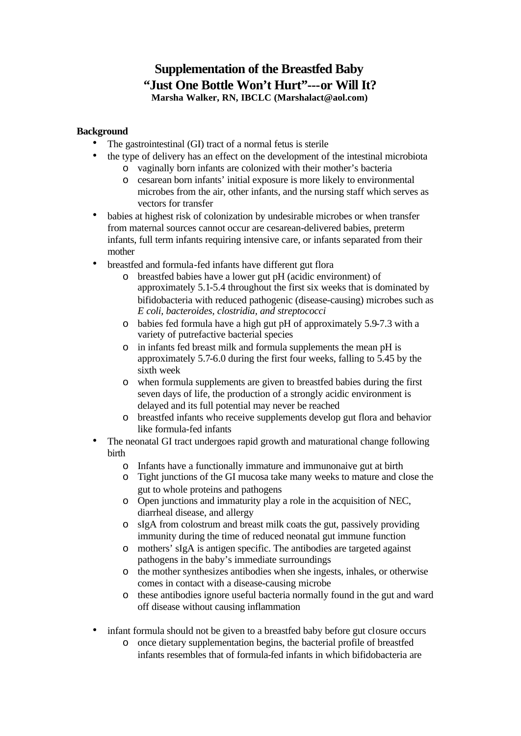# Supplementation of the Breastfed Baby
# "Just One Bottle Won't Hurt"---or Will It?

**Marsha Walker, RN, IBCLC (Marshalact@aol.com)**

**Background**

- The gastrointestinal (GI) tract of a normal fetus is sterile
- the type of delivery has an effect on the development of the intestinal microbiota
  - vaginally born infants are colonized with their mother's bacteria
  - cesarean born infants' initial exposure is more likely to environmental microbes from the air, other infants, and the nursing staff which serves as vectors for transfer
- babies at highest risk of colonization by undesirable microbes or when transfer from maternal sources cannot occur are cesarean-delivered babies, preterm infants, full term infants requiring intensive care, or infants separated from their mother
- breastfed and formula-fed infants have different gut flora
  - breastfed babies have a lower gut pH (acidic environment) of approximately 5.1-5.4 throughout the first six weeks that is dominated by bifidobacteria with reduced pathogenic (disease-causing) microbes such as *E coli, bacteroides, clostridia, and streptococci*
  - babies fed formula have a high gut pH of approximately 5.9-7.3 with a variety of putrefactive bacterial species
  - in infants fed breast milk and formula supplements the mean pH is approximately 5.7-6.0 during the first four weeks, falling to 5.45 by the sixth week
  - when formula supplements are given to breastfed babies during the first seven days of life, the production of a strongly acidic environment is delayed and its full potential may never be reached
  - breastfed infants who receive supplements develop gut flora and behavior like formula-fed infants
- The neonatal GI tract undergoes rapid growth and maturational change following birth
  - Infants have a functionally immature and immunonaive gut at birth
  - Tight junctions of the GI mucosa take many weeks to mature and close the gut to whole proteins and pathogens
  - Open junctions and immaturity play a role in the acquisition of NEC, diarrheal disease, and allergy
  - sIgA from colostrum and breast milk coats the gut, passively providing immunity during the time of reduced neonatal gut immune function
  - mothers' sIgA is antigen specific. The antibodies are targeted against pathogens in the baby's immediate surroundings
  - the mother synthesizes antibodies when she ingests, inhales, or otherwise comes in contact with a disease-causing microbe
  - these antibodies ignore useful bacteria normally found in the gut and ward off disease without causing inflammation

- infant formula should not be given to a breastfed baby before gut closure occurs
  - once dietary supplementation begins, the bacterial profile of breastfed infants resembles that of formula-fed infants in which bifidobacteria are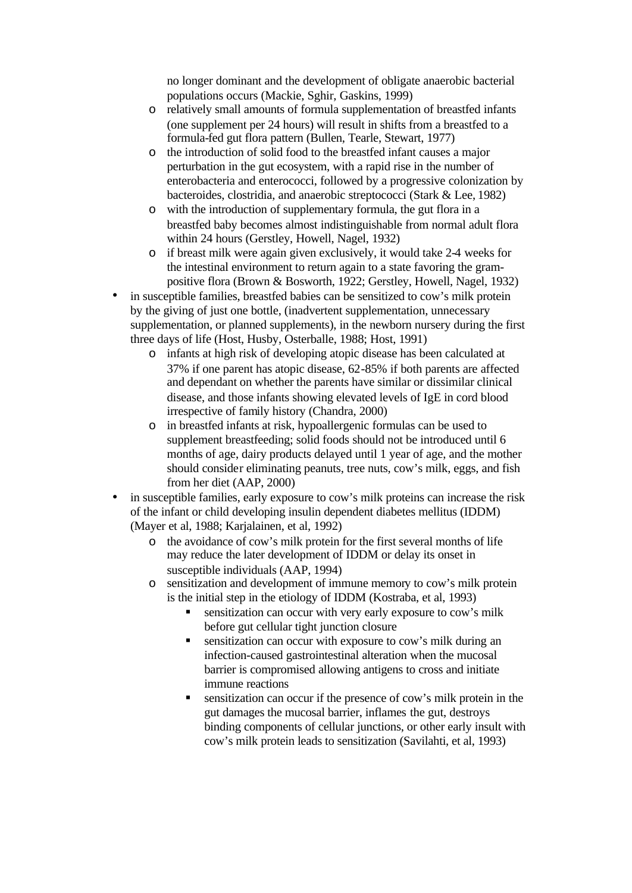no longer dominant and the development of obligate anaerobic bacterial populations occurs (Mackie, Sghir, Gaskins, 1999)
    - relatively small amounts of formula supplementation of breastfed infants (one supplement per 24 hours) will result in shifts from a breastfed to a formula-fed gut flora pattern (Bullen, Tearle, Stewart, 1977)
    - the introduction of solid food to the breastfed infant causes a major perturbation in the gut ecosystem, with a rapid rise in the number of enterobacteria and enterococci, followed by a progressive colonization by bacteroides, clostridia, and anaerobic streptococci (Stark & Lee, 1982)
    - with the introduction of supplementary formula, the gut flora in a breastfed baby becomes almost indistinguishable from normal adult flora within 24 hours (Gerstley, Howell, Nagel, 1932)
    - if breast milk were again given exclusively, it would take 2-4 weeks for the intestinal environment to return again to a state favoring the gram-positive flora (Brown & Bosworth, 1922; Gerstley, Howell, Nagel, 1932)
- in susceptible families, breastfed babies can be sensitized to cow's milk protein by the giving of just one bottle, (inadvertent supplementation, unnecessary supplementation, or planned supplements), in the newborn nursery during the first three days of life (Host, Husby, Osterballe, 1988; Host, 1991)
    - infants at high risk of developing atopic disease has been calculated at 37% if one parent has atopic disease, 62-85% if both parents are affected and dependant on whether the parents have similar or dissimilar clinical disease, and those infants showing elevated levels of IgE in cord blood irrespective of family history (Chandra, 2000)
    - in breastfed infants at risk, hypoallergenic formulas can be used to supplement breastfeeding; solid foods should not be introduced until 6 months of age, dairy products delayed until 1 year of age, and the mother should consider eliminating peanuts, tree nuts, cow's milk, eggs, and fish from her diet (AAP, 2000)
- in susceptible families, early exposure to cow's milk proteins can increase the risk of the infant or child developing insulin dependent diabetes mellitus (IDDM) (Mayer et al, 1988; Karjalainen, et al, 1992)
    - the avoidance of cow's milk protein for the first several months of life may reduce the later development of IDDM or delay its onset in susceptible individuals (AAP, 1994)
    - sensitization and development of immune memory to cow's milk protein is the initial step in the etiology of IDDM (Kostraba, et al, 1993)
        - sensitization can occur with very early exposure to cow's milk before gut cellular tight junction closure
        - sensitization can occur with exposure to cow's milk during an infection-caused gastrointestinal alteration when the mucosal barrier is compromised allowing antigens to cross and initiate immune reactions
        - sensitization can occur if the presence of cow's milk protein in the gut damages the mucosal barrier, inflames the gut, destroys binding components of cellular junctions, or other early insult with cow's milk protein leads to sensitization (Savilahti, et al, 1993)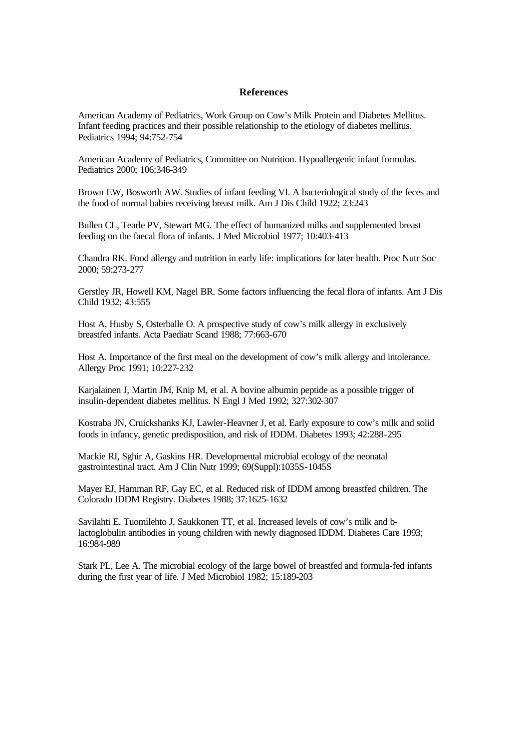## References

American Academy of Pediatrics, Work Group on Cow's Milk Protein and Diabetes Mellitus. Infant feeding practices and their possible relationship to the etiology of diabetes mellitus. Pediatrics 1994; 94:752-754

American Academy of Pediatrics, Committee on Nutrition. Hypoallergenic infant formulas. Pediatrics 2000; 106:346-349

Brown EW, Bosworth AW. Studies of infant feeding VI. A bacteriological study of the feces and the food of normal babies receiving breast milk. Am J Dis Child 1922; 23:243

Bullen CL, Tearle PV, Stewart MG. The effect of humanized milks and supplemented breast feeding on the faecal flora of infants. J Med Microbiol 1977; 10:403-413

Chandra RK. Food allergy and nutrition in early life: implications for later health. Proc Nutr Soc 2000; 59:273-277

Gerstley JR, Howell KM, Nagel BR. Some factors influencing the fecal flora of infants. Am J Dis Child 1932; 43:555

Host A, Husby S, Osterballe O. A prospective study of cow's milk allergy in exclusively breastfed infants. Acta Paediatr Scand 1988; 77:663-670

Host A. Importance of the first meal on the development of cow's milk allergy and intolerance. Allergy Proc 1991; 10:227-232

Karjalainen J, Martin JM, Knip M, et al. A bovine albumin peptide as a possible trigger of insulin-dependent diabetes mellitus. N Engl J Med 1992; 327:302-307

Kostraba JN, Cruickshanks KJ, Lawler-Heavner J, et al. Early exposure to cow's milk and solid foods in infancy, genetic predisposition, and risk of IDDM. Diabetes 1993; 42:288-295

Mackie RI, Sghir A, Gaskins HR. Developmental microbial ecology of the neonatal gastrointestinal tract. Am J Clin Nutr 1999; 69(Suppl):1035S-1045S

Mayer EJ, Hamman RF, Gay EC, et al. Reduced risk of IDDM among breastfed children. The Colorado IDDM Registry. Diabetes 1988; 37:1625-1632

Savilahti E, Tuomilehto J, Saukkonen TT, et al. Increased levels of cow's milk and b-lactoglobulin antibodies in young children with newly diagnosed IDDM. Diabetes Care 1993; 16:984-989

Stark PL, Lee A. The microbial ecology of the large bowel of breastfed and formula-fed infants during the first year of life. J Med Microbiol 1982; 15:189-203